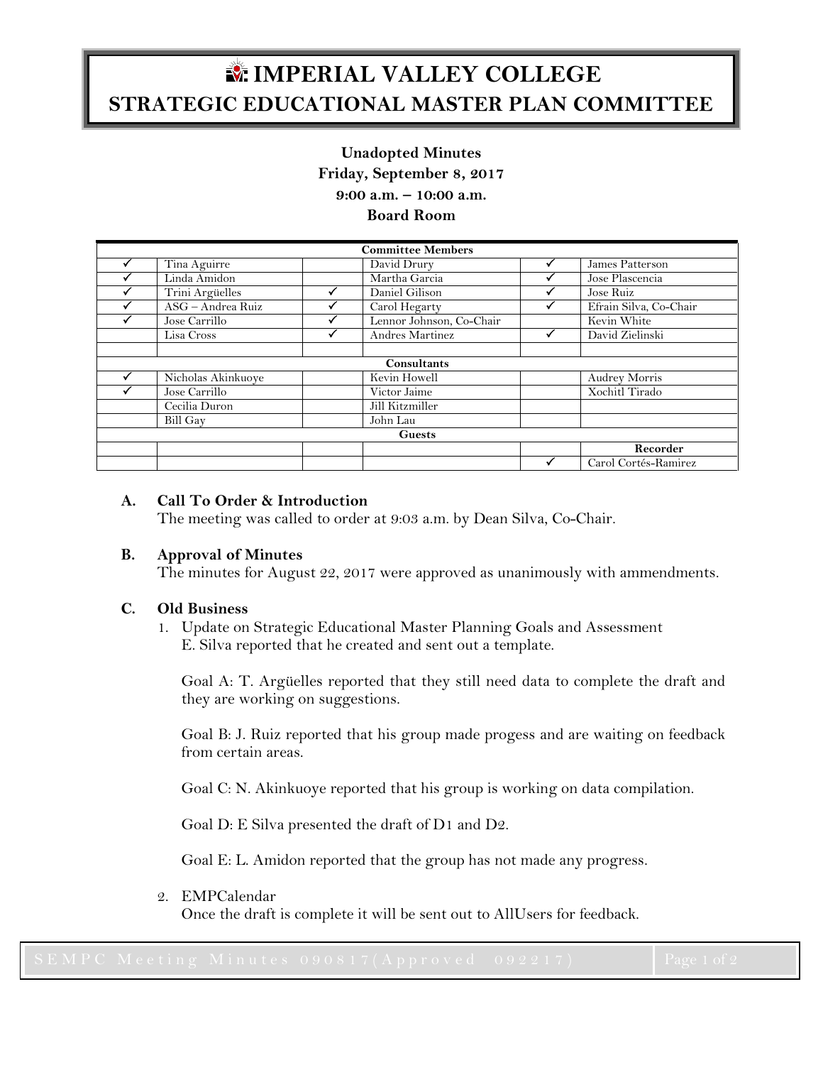# IMPERIAL VALLEY COLLEGE
## STRATEGIC EDUCATIONAL MASTER PLAN COMMITTEE

**Unadopted Minutes**
**Friday, September 8, 2017**
**9:00 a.m. – 10:00 a.m.**
**Board Room**

| Committee Members | | | | | |
|---|---|---|---|---|---|
| ✓ | Tina Aguirre | | David Drury | ✓ | James Patterson |
| ✓ | Linda Amidon | | Martha Garcia | ✓ | Jose Plascencia |
| ✓ | Trini Argüelles | ✓ | Daniel Gilison | ✓ | Jose Ruiz |
| ✓ | ASG – Andrea Ruiz | ✓ | Carol Hegarty | ✓ | Efrain Silva, Co-Chair |
| ✓ | Jose Carrillo | ✓ | Lennor Johnson, Co-Chair | | Kevin White |
| | Lisa Cross | ✓ | Andres Martinez | ✓ | David Zielinski |
| | | | | | |
| **Consultants** | | | | | |
| ✓ | Nicholas Akinkuoye | | Kevin Howell | | Audrey Morris |
| ✓ | Jose Carrillo | | Victor Jaime | | Xochitl Tirado |
| | Cecilia Duron | | Jill Kitzmiller | | |
| | Bill Gay | | John Lau | | |
| **Guests** | | | | | |
| | | | | | **Recorder** |
| | | | | ✓ | Carol Cortés-Ramirez |

**A. Call To Order & Introduction**

The meeting was called to order at 9:03 a.m. by Dean Silva, Co-Chair.

**B. Approval of Minutes**

The minutes for August 22, 2017 were approved as unanimously with ammendments.

**C. Old Business**

1. Update on Strategic Educational Master Planning Goals and Assessment
   E. Silva reported that he created and sent out a template.

   Goal A: T. Argüelles reported that they still need data to complete the draft and they are working on suggestions.

   Goal B: J. Ruiz reported that his group made progess and are waiting on feedback from certain areas.

   Goal C: N. Akinkuoye reported that his group is working on data compilation.

   Goal D: E Silva presented the draft of D1 and D2.

   Goal E: L. Amidon reported that the group has not made any progress.

2. EMPCalendar
   Once the draft is complete it will be sent out to AllUsers for feedback.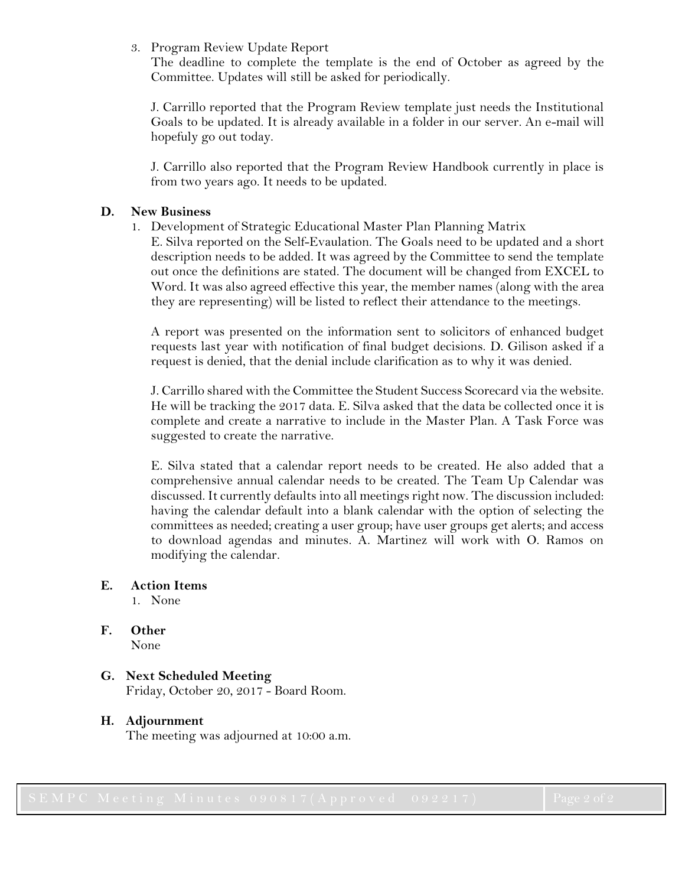3. Program Review Update Report

   The deadline to complete the template is the end of October as agreed by the Committee. Updates will still be asked for periodically.

   J. Carrillo reported that the Program Review template just needs the Institutional Goals to be updated. It is already available in a folder in our server. An e-mail will hopefuly go out today.

   J. Carrillo also reported that the Program Review Handbook currently in place is from two years ago. It needs to be updated.

**D. New Business**

1. Development of Strategic Educational Master Plan Planning Matrix

   E. Silva reported on the Self-Evaulation. The Goals need to be updated and a short description needs to be added. It was agreed by the Committee to send the template out once the definitions are stated. The document will be changed from EXCEL to Word. It was also agreed effective this year, the member names (along with the area they are representing) will be listed to reflect their attendance to the meetings.

   A report was presented on the information sent to solicitors of enhanced budget requests last year with notification of final budget decisions. D. Gilison asked if a request is denied, that the denial include clarification as to why it was denied.

   J. Carrillo shared with the Committee the Student Success Scorecard via the website. He will be tracking the 2017 data. E. Silva asked that the data be collected once it is complete and create a narrative to include in the Master Plan. A Task Force was suggested to create the narrative.

   E. Silva stated that a calendar report needs to be created. He also added that a comprehensive annual calendar needs to be created. The Team Up Calendar was discussed. It currently defaults into all meetings right now. The discussion included: having the calendar default into a blank calendar with the option of selecting the committees as needed; creating a user group; have user groups get alerts; and access to download agendas and minutes. A. Martinez will work with O. Ramos on modifying the calendar.

**E. Action Items**

1. None

**F. Other**

None

**G. Next Scheduled Meeting**

Friday, October 20, 2017 - Board Room.

**H. Adjournment**

The meeting was adjourned at 10:00 a.m.